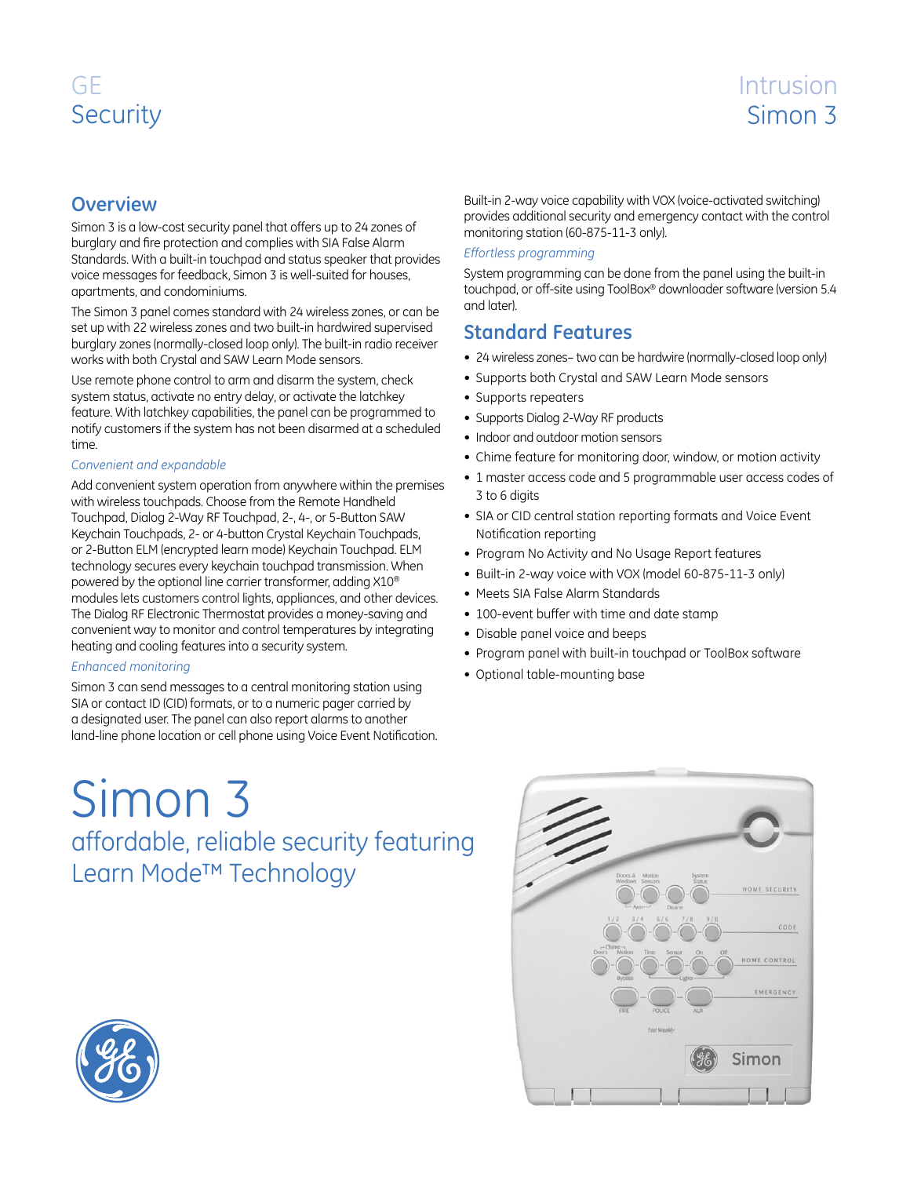GE
Security

Intrusion
Simon 3

## Overview

Simon 3 is a low-cost security panel that offers up to 24 zones of burglary and fire protection and complies with SIA False Alarm Standards. With a built-in touchpad and status speaker that provides voice messages for feedback, Simon 3 is well-suited for houses, apartments, and condominiums.

The Simon 3 panel comes standard with 24 wireless zones, or can be set up with 22 wireless zones and two built-in hardwired supervised burglary zones (normally-closed loop only). The built-in radio receiver works with both Crystal and SAW Learn Mode sensors.

Use remote phone control to arm and disarm the system, check system status, activate no entry delay, or activate the latchkey feature. With latchkey capabilities, the panel can be programmed to notify customers if the system has not been disarmed at a scheduled time.

*Convenient and expandable*

Add convenient system operation from anywhere within the premises with wireless touchpads. Choose from the Remote Handheld Touchpad, Dialog 2-Way RF Touchpad, 2-, 4-, or 5-Button SAW Keychain Touchpads, 2- or 4-button Crystal Keychain Touchpads, or 2-Button ELM (encrypted learn mode) Keychain Touchpad. ELM technology secures every keychain touchpad transmission. When powered by the optional line carrier transformer, adding X10® modules lets customers control lights, appliances, and other devices. The Dialog RF Electronic Thermostat provides a money-saving and convenient way to monitor and control temperatures by integrating heating and cooling features into a security system.

*Enhanced monitoring*

Simon 3 can send messages to a central monitoring station using SIA or contact ID (CID) formats, or to a numeric pager carried by a designated user. The panel can also report alarms to another land-line phone location or cell phone using Voice Event Notification.

Built-in 2-way voice capability with VOX (voice-activated switching) provides additional security and emergency contact with the control monitoring station (60-875-11-3 only).

*Effortless programming*

System programming can be done from the panel using the built-in touchpad, or off-site using ToolBox® downloader software (version 5.4 and later).

## Standard Features

- 24 wireless zones– two can be hardwire (normally-closed loop only)
- Supports both Crystal and SAW Learn Mode sensors
- Supports repeaters
- Supports Dialog 2-Way RF products
- Indoor and outdoor motion sensors
- Chime feature for monitoring door, window, or motion activity
- 1 master access code and 5 programmable user access codes of 3 to 6 digits
- SIA or CID central station reporting formats and Voice Event Notification reporting
- Program No Activity and No Usage Report features
- Built-in 2-way voice with VOX (model 60-875-11-3 only)
- Meets SIA False Alarm Standards
- 100-event buffer with time and date stamp
- Disable panel voice and beeps
- Program panel with built-in touchpad or ToolBox software
- Optional table-mounting base

# Simon 3

## affordable, reliable security featuring Learn Mode™ Technology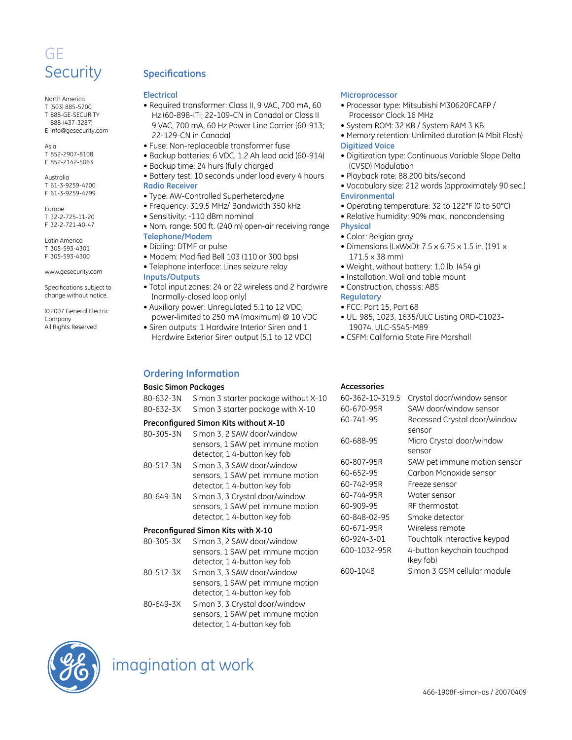# GE Security

North America
T (503) 885-5700
T 888-GE-SECURITY
888-(437-3287)
E info@gesecurity.com

Asia
T 852-2907-8108
F 852-2142-5063

Australia
T 61-3-9259-4700
F 61-3-9259-4799

Europe
T 32-2-725-11-20
F 32-2-721-40-47

Latin America
T 305-593-4301
F 305-593-4300

www.gesecurity.com

Specifications subject to change without notice.

©2007 General Electric Company
All Rights Reserved

## Specifications

### Electrical

- Required transformer: Class II, 9 VAC, 700 mA, 60 Hz (60-898-ITI; 22-109-CN in Canada) or Class II 9 VAC, 700 mA, 60 Hz Power Line Carrier (60-913; 22-129-CN in Canada)
- Fuse: Non-replaceable transformer fuse
- Backup batteries: 6 VDC, 1.2 Ah lead acid (60-914)
- Backup time: 24 hurs (fully charged
- Battery test: 10 seconds under load every 4 hours

### Radio Receiver

- Type: AW-Controlled Superheterodyne
- Frequency: 319.5 MHz/ Bandwidth 350 kHz
- Sensitivity: -110 dBm nominal
- Nom. range: 500 ft. (240 m) open-air receiving range

### Telephone/Modem

- Dialing: DTMF or pulse
- Modem: Modified Bell 103 (110 or 300 bps)
- Telephone interface: Lines seizure relay

### Inputs/Outputs

- Total input zones: 24 or 22 wireless and 2 hardwire (normally-closed loop only)
- Auxiliary power: Unregulated 5.1 to 12 VDC; power-limited to 250 mA (maximum) @ 10 VDC
- Siren outputs: 1 Hardwire Interior Siren and 1 Hardwire Exterior Siren output (5.1 to 12 VDC)

### Microprocessor

- Processor type: Mitsubishi M30620FCAFP / Processor Clock 16 MHz
- System ROM: 32 KB / System RAM 3 KB
- Memory retention: Unlimited duration (4 Mbit Flash)

### Digitized Voice

- Digitization type: Continuous Variable Slope Delta (CVSD) Modulation
- Playback rate: 88,200 bits/second
- Vocabulary size: 212 words (approximately 90 sec.)

### Environmental

- Operating temperature: 32 to 122°F (0 to 50°C)
- Relative humidity: 90% max., noncondensing

### Physical

- Color: Belgian gray
- Dimensions (LxWxD): 7.5 x 6.75 x 1.5 in. (191 x 171.5 x 38 mm)
- Weight, without battery: 1.0 lb. (454 g)
- Installation: Wall and table mount
- Construction, chassis: ABS

### Regulatory

- FCC: Part 15, Part 68
- UL: 985, 1023, 1635/ULC Listing ORD-C1023-19074, ULC-S545-M89
- CSFM: California State Fire Marshall

## Ordering Information

### Basic Simon Packages

| | |
|---|---|
| 80-632-3N | Simon 3 starter package without X-10 |
| 80-632-3X | Simon 3 starter package with X-10 |

### Preconfigured Simon Kits without X-10

| | |
|---|---|
| 80-305-3N | Simon 3, 2 SAW door/window sensors, 1 SAW pet immune motion detector, 1 4-button key fob |
| 80-517-3N | Simon 3, 3 SAW door/window sensors, 1 SAW pet immune motion detector, 1 4-button key fob |
| 80-649-3N | Simon 3, 3 Crystal door/window sensors, 1 SAW pet immune motion detector, 1 4-button key fob |

### Preconfigured Simon Kits with X-10

| | |
|---|---|
| 80-305-3X | Simon 3, 2 SAW door/window sensors, 1 SAW pet immune motion detector, 1 4-button key fob |
| 80-517-3X | Simon 3, 3 SAW door/window sensors, 1 SAW pet immune motion detector, 1 4-button key fob |
| 80-649-3X | Simon 3, 3 Crystal door/window sensors, 1 SAW pet immune motion detector, 1 4-button key fob |

### Accessories

| | |
|---|---|
| 60-362-10-319.5 | Crystal door/window sensor |
| 60-670-95R | SAW door/window sensor |
| 60-741-95 | Recessed Crystal door/window sensor |
| 60-688-95 | Micro Crystal door/window sensor |
| 60-807-95R | SAW pet immune motion sensor |
| 60-652-95 | Carbon Monoxide sensor |
| 60-742-95R | Freeze sensor |
| 60-744-95R | Water sensor |
| 60-909-95 | RF thermostat |
| 60-848-02-95 | Smoke detector |
| 60-671-95R | Wireless remote |
| 60-924-3-01 | Touchtalk interactive keypad |
| 600-1032-95R | 4-button keychain touchpad (key fob) |
| 600-1048 | Simon 3 GSM cellular module |

imagination at work

466-1908F-simon-ds / 20070409